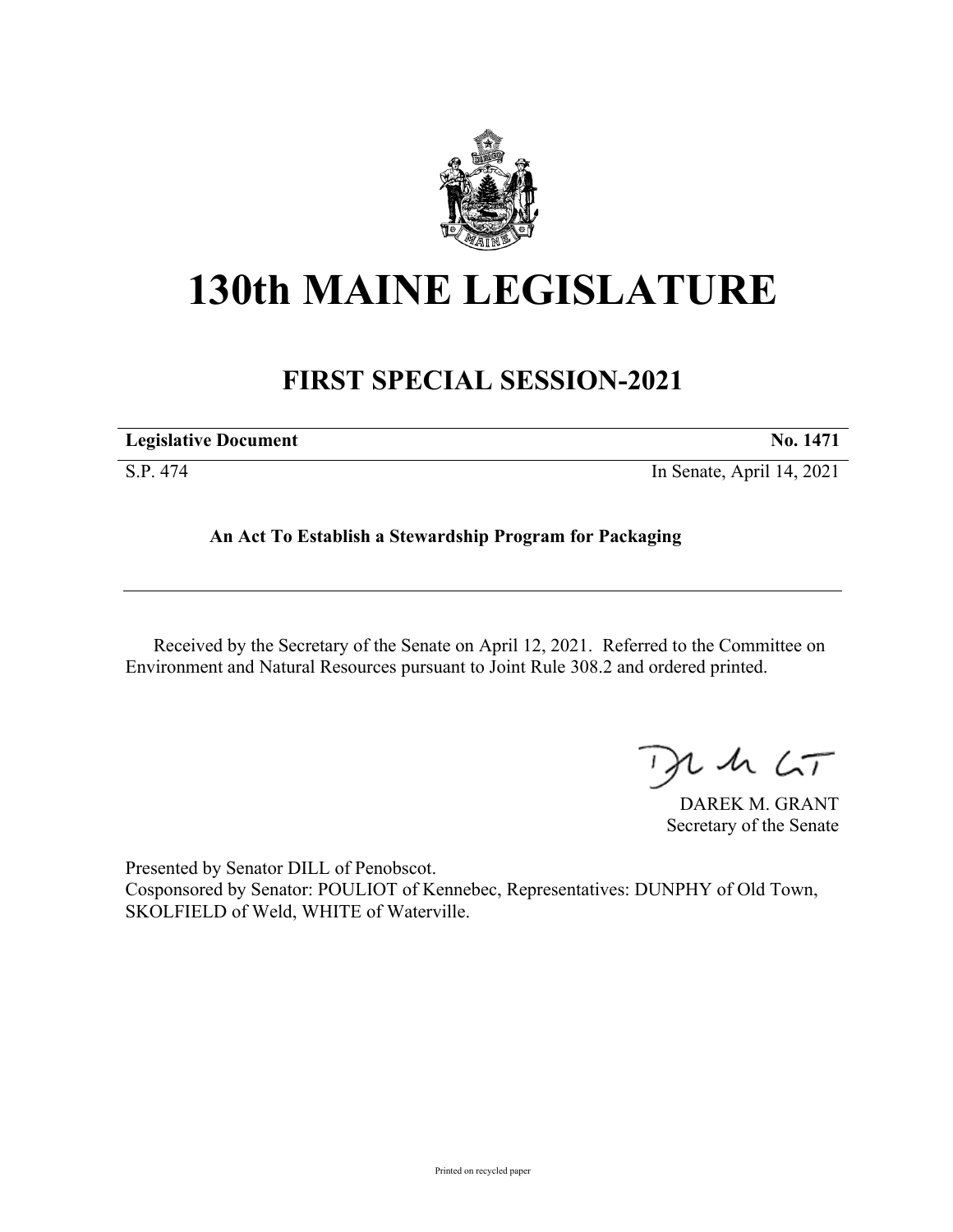# 130th MAINE LEGISLATURE

## FIRST SPECIAL SESSION-2021

| **Legislative Document** | **No. 1471** |
|---|---|
| S.P. 474 | In Senate, April 14, 2021 |

**An Act To Establish a Stewardship Program for Packaging**

Received by the Secretary of the Senate on April 12, 2021. Referred to the Committee on Environment and Natural Resources pursuant to Joint Rule 308.2 and ordered printed.

DAREK M. GRANT
Secretary of the Senate

Presented by Senator DILL of Penobscot.
Cosponsored by Senator: POULIOT of Kennebec, Representatives: DUNPHY of Old Town, SKOLFIELD of Weld, WHITE of Waterville.

Printed on recycled paper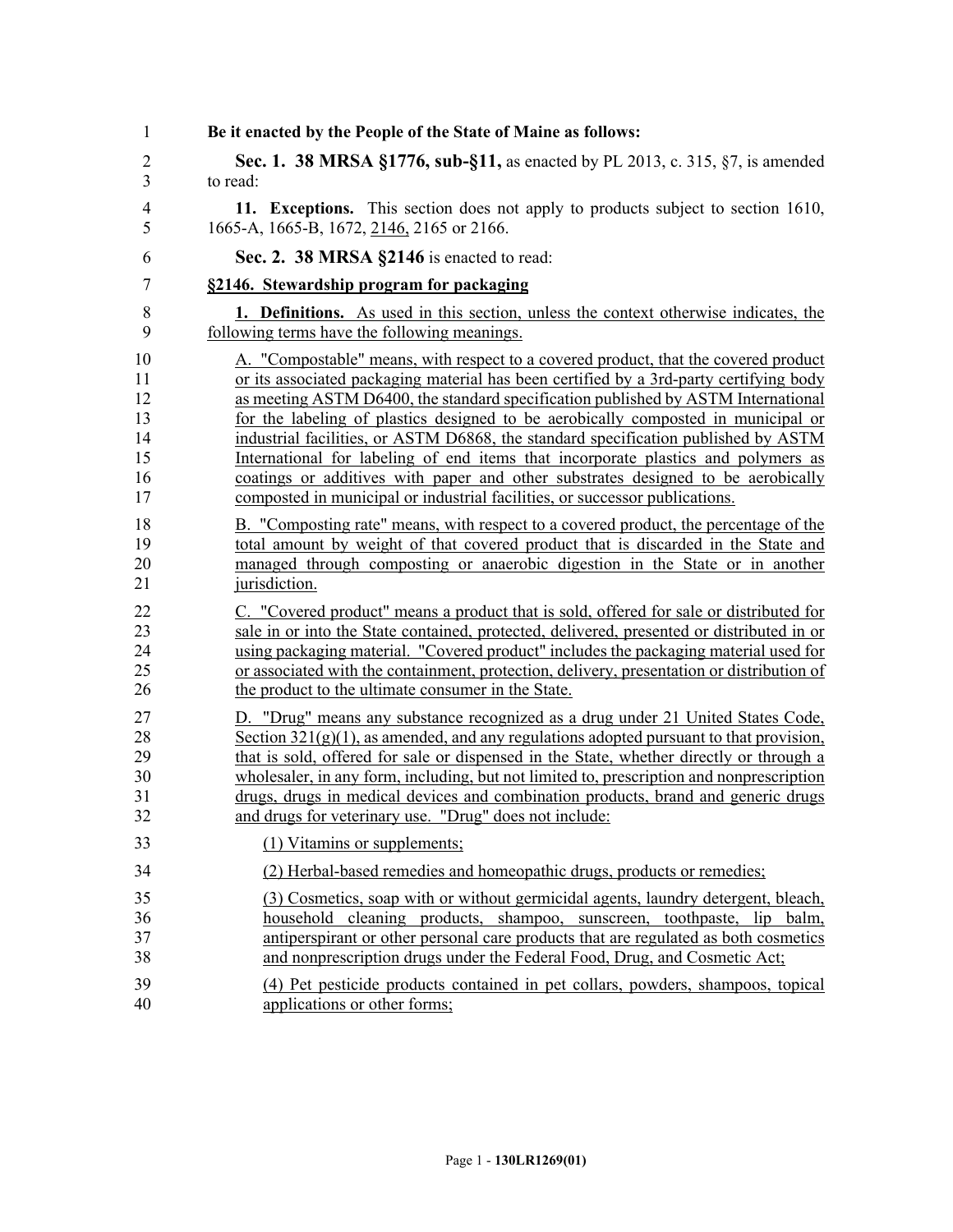**Be it enacted by the People of the State of Maine as follows:**

**Sec. 1. 38 MRSA §1776, sub-§11,** as enacted by PL 2013, c. 315, §7, is amended to read:

**11. Exceptions.** This section does not apply to products subject to section 1610, 1665-A, 1665-B, 1672, 2146, 2165 or 2166.

**Sec. 2. 38 MRSA §2146** is enacted to read:

**§2146. Stewardship program for packaging**

**1. Definitions.** As used in this section, unless the context otherwise indicates, the following terms have the following meanings.

A. "Compostable" means, with respect to a covered product, that the covered product or its associated packaging material has been certified by a 3rd-party certifying body as meeting ASTM D6400, the standard specification published by ASTM International for the labeling of plastics designed to be aerobically composted in municipal or industrial facilities, or ASTM D6868, the standard specification published by ASTM International for labeling of end items that incorporate plastics and polymers as coatings or additives with paper and other substrates designed to be aerobically composted in municipal or industrial facilities, or successor publications.

B. "Composting rate" means, with respect to a covered product, the percentage of the total amount by weight of that covered product that is discarded in the State and managed through composting or anaerobic digestion in the State or in another jurisdiction.

C. "Covered product" means a product that is sold, offered for sale or distributed for sale in or into the State contained, protected, delivered, presented or distributed in or using packaging material. "Covered product" includes the packaging material used for or associated with the containment, protection, delivery, presentation or distribution of the product to the ultimate consumer in the State.

D. "Drug" means any substance recognized as a drug under 21 United States Code, Section 321(g)(1), as amended, and any regulations adopted pursuant to that provision, that is sold, offered for sale or dispensed in the State, whether directly or through a wholesaler, in any form, including, but not limited to, prescription and nonprescription drugs, drugs in medical devices and combination products, brand and generic drugs and drugs for veterinary use. "Drug" does not include:

(1) Vitamins or supplements;

(2) Herbal-based remedies and homeopathic drugs, products or remedies;

(3) Cosmetics, soap with or without germicidal agents, laundry detergent, bleach, household cleaning products, shampoo, sunscreen, toothpaste, lip balm, antiperspirant or other personal care products that are regulated as both cosmetics and nonprescription drugs under the Federal Food, Drug, and Cosmetic Act;

(4) Pet pesticide products contained in pet collars, powders, shampoos, topical applications or other forms;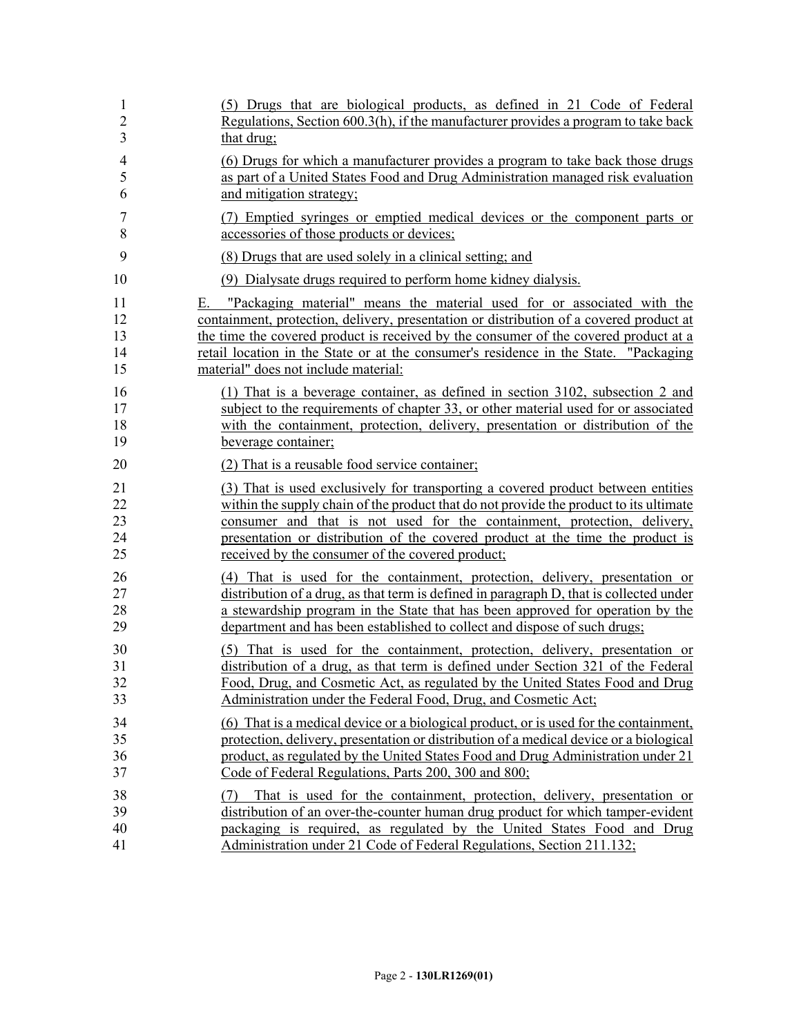(5) Drugs that are biological products, as defined in 21 Code of Federal Regulations, Section 600.3(h), if the manufacturer provides a program to take back that drug;

(6) Drugs for which a manufacturer provides a program to take back those drugs as part of a United States Food and Drug Administration managed risk evaluation and mitigation strategy;

(7) Emptied syringes or emptied medical devices or the component parts or accessories of those products or devices;

(8) Drugs that are used solely in a clinical setting; and

(9) Dialysate drugs required to perform home kidney dialysis.

E. "Packaging material" means the material used for or associated with the containment, protection, delivery, presentation or distribution of a covered product at the time the covered product is received by the consumer of the covered product at a retail location in the State or at the consumer's residence in the State. "Packaging material" does not include material:

(1) That is a beverage container, as defined in section 3102, subsection 2 and subject to the requirements of chapter 33, or other material used for or associated with the containment, protection, delivery, presentation or distribution of the beverage container;

(2) That is a reusable food service container;

(3) That is used exclusively for transporting a covered product between entities within the supply chain of the product that do not provide the product to its ultimate consumer and that is not used for the containment, protection, delivery, presentation or distribution of the covered product at the time the product is received by the consumer of the covered product;

(4) That is used for the containment, protection, delivery, presentation or distribution of a drug, as that term is defined in paragraph D, that is collected under a stewardship program in the State that has been approved for operation by the department and has been established to collect and dispose of such drugs;

(5) That is used for the containment, protection, delivery, presentation or distribution of a drug, as that term is defined under Section 321 of the Federal Food, Drug, and Cosmetic Act, as regulated by the United States Food and Drug Administration under the Federal Food, Drug, and Cosmetic Act;

(6) That is a medical device or a biological product, or is used for the containment, protection, delivery, presentation or distribution of a medical device or a biological product, as regulated by the United States Food and Drug Administration under 21 Code of Federal Regulations, Parts 200, 300 and 800;

(7) That is used for the containment, protection, delivery, presentation or distribution of an over-the-counter human drug product for which tamper-evident packaging is required, as regulated by the United States Food and Drug Administration under 21 Code of Federal Regulations, Section 211.132;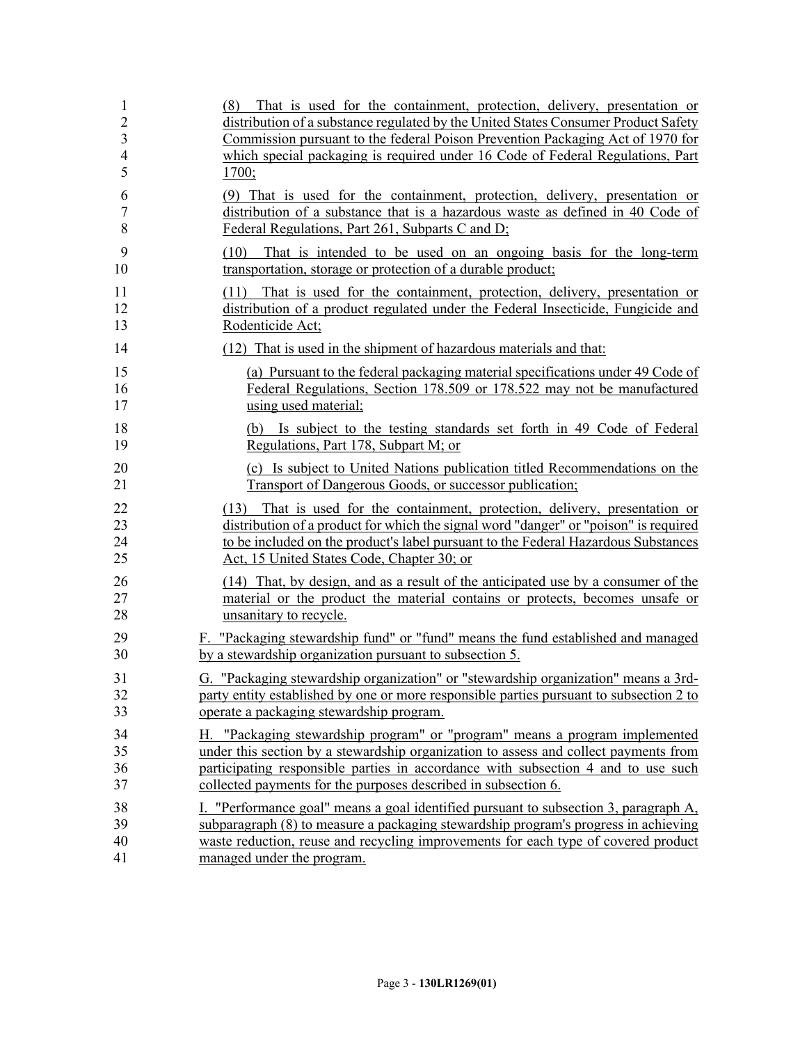(8) That is used for the containment, protection, delivery, presentation or distribution of a substance regulated by the United States Consumer Product Safety Commission pursuant to the federal Poison Prevention Packaging Act of 1970 for which special packaging is required under 16 Code of Federal Regulations, Part 1700;

(9) That is used for the containment, protection, delivery, presentation or distribution of a substance that is a hazardous waste as defined in 40 Code of Federal Regulations, Part 261, Subparts C and D;

(10) That is intended to be used on an ongoing basis for the long-term transportation, storage or protection of a durable product;

(11) That is used for the containment, protection, delivery, presentation or distribution of a product regulated under the Federal Insecticide, Fungicide and Rodenticide Act;

(12) That is used in the shipment of hazardous materials and that:

(a) Pursuant to the federal packaging material specifications under 49 Code of Federal Regulations, Section 178.509 or 178.522 may not be manufactured using used material;

(b) Is subject to the testing standards set forth in 49 Code of Federal Regulations, Part 178, Subpart M; or

(c) Is subject to United Nations publication titled Recommendations on the Transport of Dangerous Goods, or successor publication;

(13) That is used for the containment, protection, delivery, presentation or distribution of a product for which the signal word "danger" or "poison" is required to be included on the product's label pursuant to the Federal Hazardous Substances Act, 15 United States Code, Chapter 30; or

(14) That, by design, and as a result of the anticipated use by a consumer of the material or the product the material contains or protects, becomes unsafe or unsanitary to recycle.

F. "Packaging stewardship fund" or "fund" means the fund established and managed by a stewardship organization pursuant to subsection 5.

G. "Packaging stewardship organization" or "stewardship organization" means a 3rd-party entity established by one or more responsible parties pursuant to subsection 2 to operate a packaging stewardship program.

H. "Packaging stewardship program" or "program" means a program implemented under this section by a stewardship organization to assess and collect payments from participating responsible parties in accordance with subsection 4 and to use such collected payments for the purposes described in subsection 6.

I. "Performance goal" means a goal identified pursuant to subsection 3, paragraph A, subparagraph (8) to measure a packaging stewardship program's progress in achieving waste reduction, reuse and recycling improvements for each type of covered product managed under the program.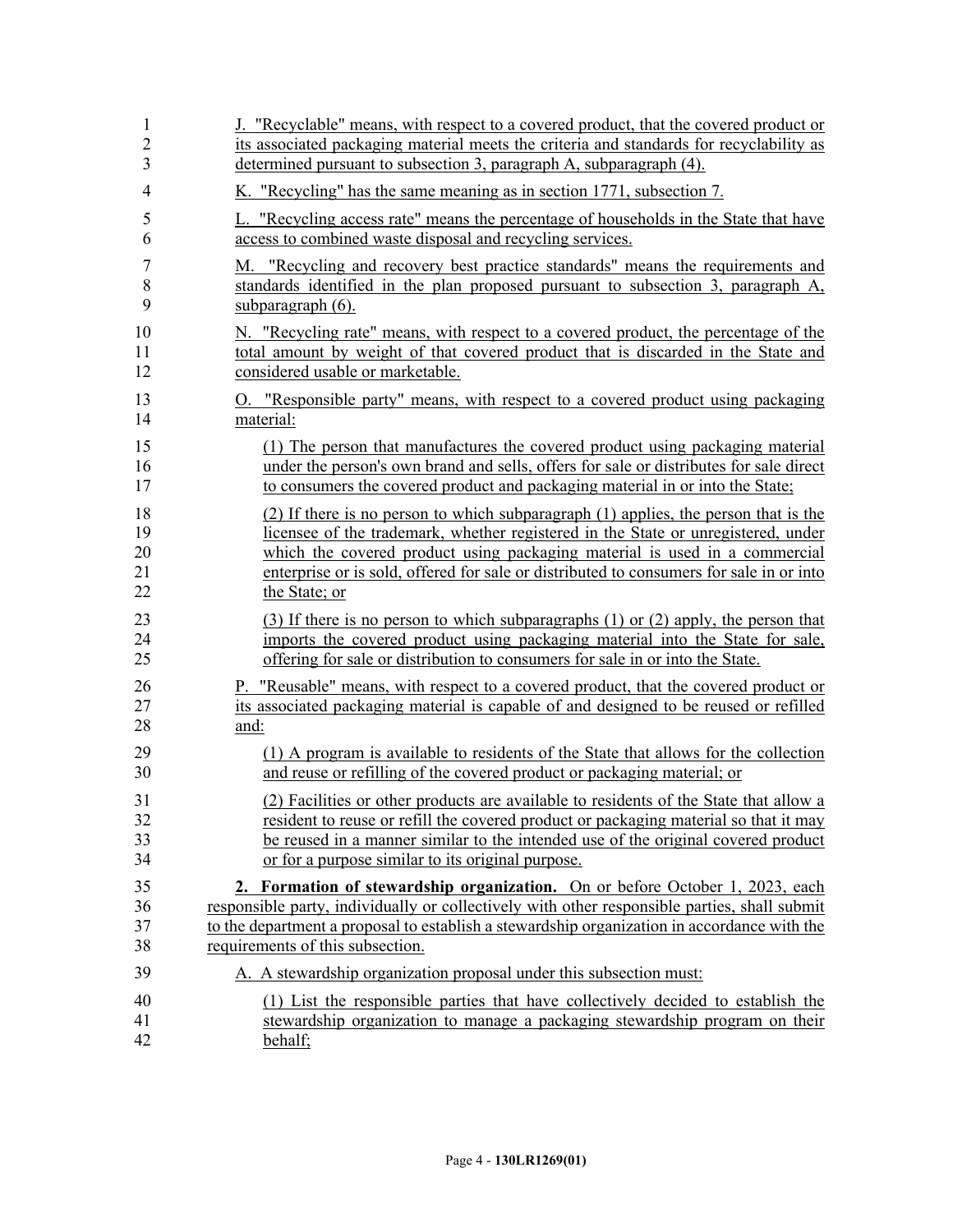J. "Recyclable" means, with respect to a covered product, that the covered product or its associated packaging material meets the criteria and standards for recyclability as determined pursuant to subsection 3, paragraph A, subparagraph (4).

K. "Recycling" has the same meaning as in section 1771, subsection 7.

L. "Recycling access rate" means the percentage of households in the State that have access to combined waste disposal and recycling services.

M. "Recycling and recovery best practice standards" means the requirements and standards identified in the plan proposed pursuant to subsection 3, paragraph A, subparagraph (6).

N. "Recycling rate" means, with respect to a covered product, the percentage of the total amount by weight of that covered product that is discarded in the State and considered usable or marketable.

O. "Responsible party" means, with respect to a covered product using packaging material:

(1) The person that manufactures the covered product using packaging material under the person's own brand and sells, offers for sale or distributes for sale direct to consumers the covered product and packaging material in or into the State;

(2) If there is no person to which subparagraph (1) applies, the person that is the licensee of the trademark, whether registered in the State or unregistered, under which the covered product using packaging material is used in a commercial enterprise or is sold, offered for sale or distributed to consumers for sale in or into the State; or

(3) If there is no person to which subparagraphs (1) or (2) apply, the person that imports the covered product using packaging material into the State for sale, offering for sale or distribution to consumers for sale in or into the State.

P. "Reusable" means, with respect to a covered product, that the covered product or its associated packaging material is capable of and designed to be reused or refilled and:

(1) A program is available to residents of the State that allows for the collection and reuse or refilling of the covered product or packaging material; or

(2) Facilities or other products are available to residents of the State that allow a resident to reuse or refill the covered product or packaging material so that it may be reused in a manner similar to the intended use of the original covered product or for a purpose similar to its original purpose.

**2. Formation of stewardship organization.** On or before October 1, 2023, each responsible party, individually or collectively with other responsible parties, shall submit to the department a proposal to establish a stewardship organization in accordance with the requirements of this subsection.

A. A stewardship organization proposal under this subsection must:

(1) List the responsible parties that have collectively decided to establish the stewardship organization to manage a packaging stewardship program on their behalf;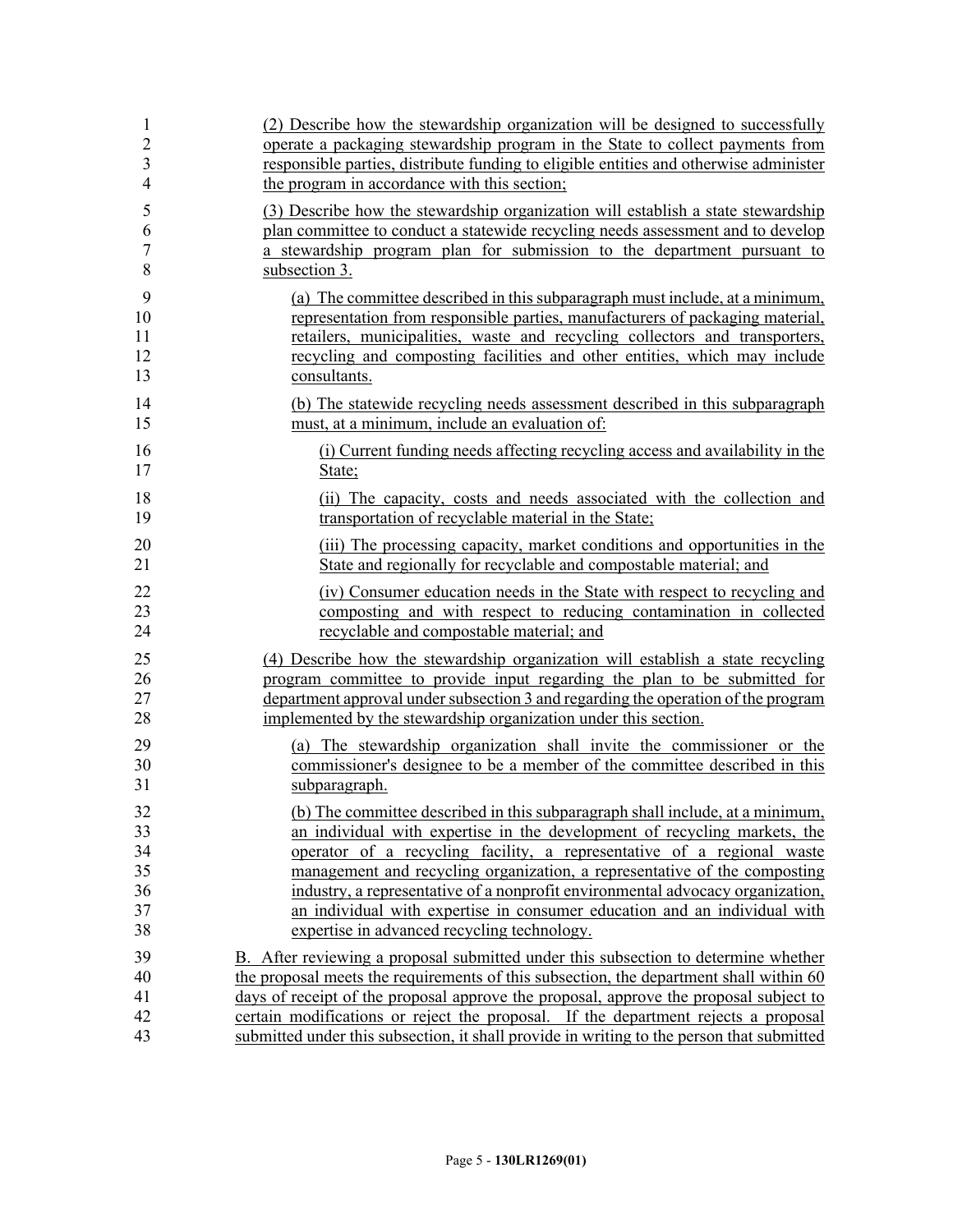(2) Describe how the stewardship organization will be designed to successfully operate a packaging stewardship program in the State to collect payments from responsible parties, distribute funding to eligible entities and otherwise administer the program in accordance with this section;

(3) Describe how the stewardship organization will establish a state stewardship plan committee to conduct a statewide recycling needs assessment and to develop a stewardship program plan for submission to the department pursuant to subsection 3.

(a) The committee described in this subparagraph must include, at a minimum, representation from responsible parties, manufacturers of packaging material, retailers, municipalities, waste and recycling collectors and transporters, recycling and composting facilities and other entities, which may include consultants.

(b) The statewide recycling needs assessment described in this subparagraph must, at a minimum, include an evaluation of:

(i) Current funding needs affecting recycling access and availability in the State;

(ii) The capacity, costs and needs associated with the collection and transportation of recyclable material in the State;

(iii) The processing capacity, market conditions and opportunities in the State and regionally for recyclable and compostable material; and

(iv) Consumer education needs in the State with respect to recycling and composting and with respect to reducing contamination in collected recyclable and compostable material; and

(4) Describe how the stewardship organization will establish a state recycling program committee to provide input regarding the plan to be submitted for department approval under subsection 3 and regarding the operation of the program implemented by the stewardship organization under this section.

(a) The stewardship organization shall invite the commissioner or the commissioner's designee to be a member of the committee described in this subparagraph.

(b) The committee described in this subparagraph shall include, at a minimum, an individual with expertise in the development of recycling markets, the operator of a recycling facility, a representative of a regional waste management and recycling organization, a representative of the composting industry, a representative of a nonprofit environmental advocacy organization, an individual with expertise in consumer education and an individual with expertise in advanced recycling technology.

B. After reviewing a proposal submitted under this subsection to determine whether the proposal meets the requirements of this subsection, the department shall within 60 days of receipt of the proposal approve the proposal, approve the proposal subject to certain modifications or reject the proposal. If the department rejects a proposal submitted under this subsection, it shall provide in writing to the person that submitted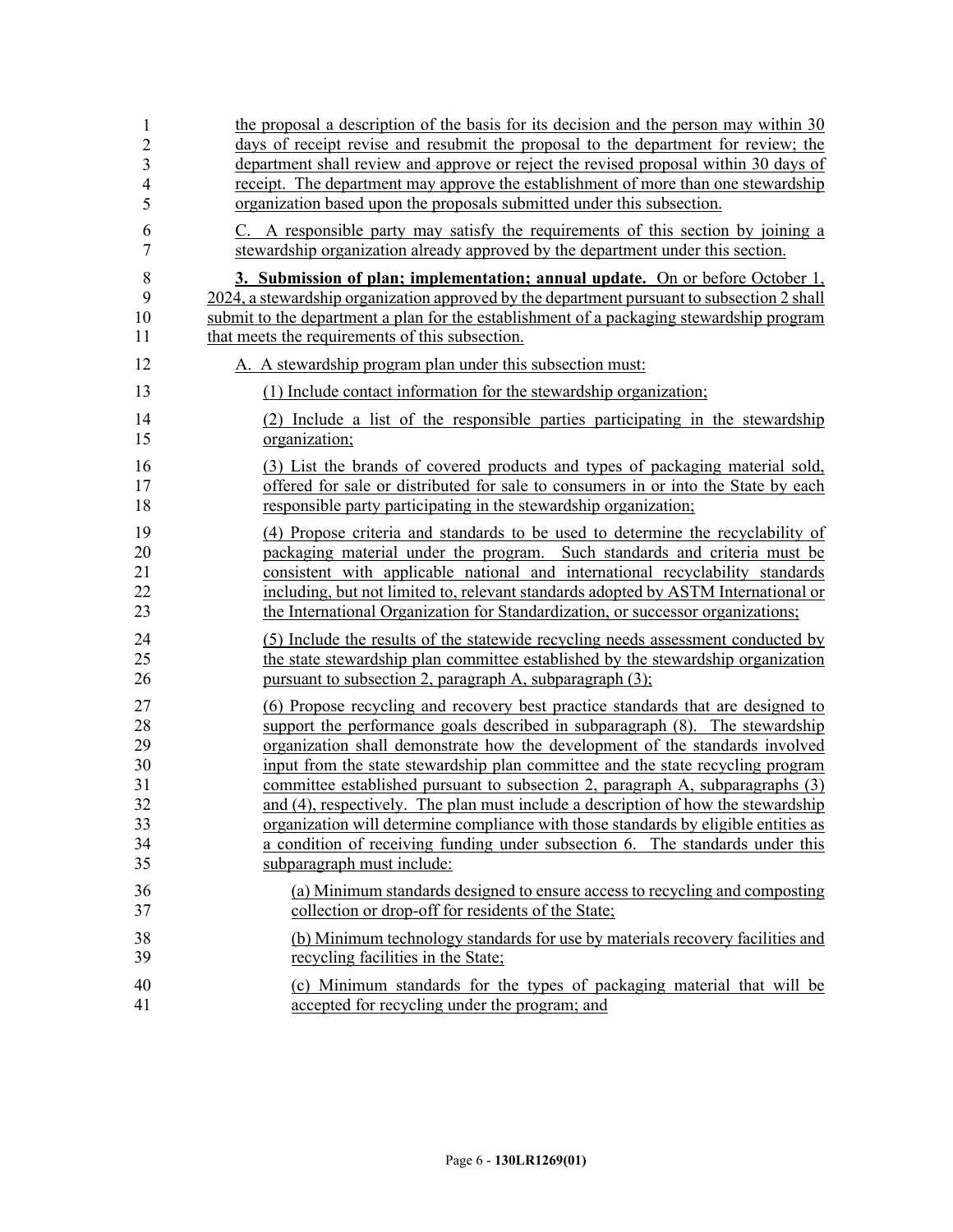the proposal a description of the basis for its decision and the person may within 30 days of receipt revise and resubmit the proposal to the department for review; the department shall review and approve or reject the revised proposal within 30 days of receipt. The department may approve the establishment of more than one stewardship organization based upon the proposals submitted under this subsection.

C. A responsible party may satisfy the requirements of this section by joining a stewardship organization already approved by the department under this section.

**3. Submission of plan; implementation; annual update.** On or before October 1, 2024, a stewardship organization approved by the department pursuant to subsection 2 shall submit to the department a plan for the establishment of a packaging stewardship program that meets the requirements of this subsection.

A. A stewardship program plan under this subsection must:

(1) Include contact information for the stewardship organization;

(2) Include a list of the responsible parties participating in the stewardship organization;

(3) List the brands of covered products and types of packaging material sold, offered for sale or distributed for sale to consumers in or into the State by each responsible party participating in the stewardship organization;

(4) Propose criteria and standards to be used to determine the recyclability of packaging material under the program. Such standards and criteria must be consistent with applicable national and international recyclability standards including, but not limited to, relevant standards adopted by ASTM International or the International Organization for Standardization, or successor organizations;

(5) Include the results of the statewide recycling needs assessment conducted by the state stewardship plan committee established by the stewardship organization pursuant to subsection 2, paragraph A, subparagraph (3);

(6) Propose recycling and recovery best practice standards that are designed to support the performance goals described in subparagraph (8). The stewardship organization shall demonstrate how the development of the standards involved input from the state stewardship plan committee and the state recycling program committee established pursuant to subsection 2, paragraph A, subparagraphs (3) and (4), respectively. The plan must include a description of how the stewardship organization will determine compliance with those standards by eligible entities as a condition of receiving funding under subsection 6. The standards under this subparagraph must include:

(a) Minimum standards designed to ensure access to recycling and composting collection or drop-off for residents of the State;

(b) Minimum technology standards for use by materials recovery facilities and recycling facilities in the State;

(c) Minimum standards for the types of packaging material that will be accepted for recycling under the program; and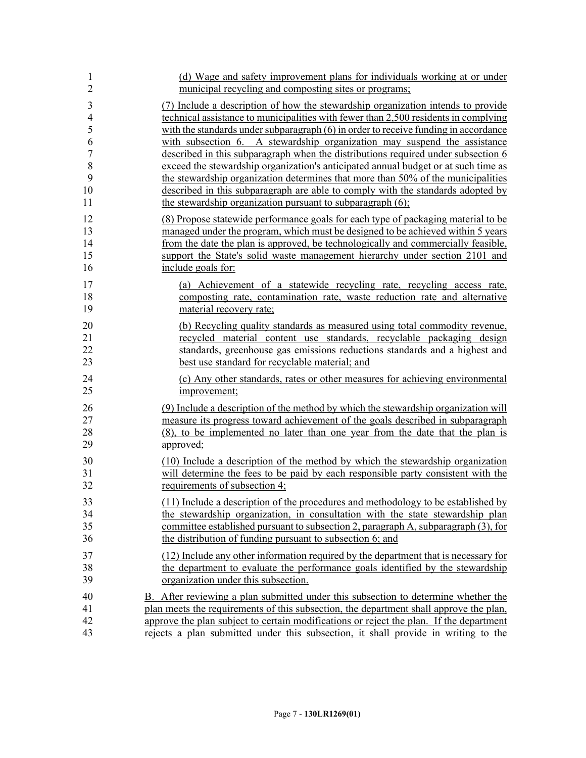(d) Wage and safety improvement plans for individuals working at or under municipal recycling and composting sites or programs;

(7) Include a description of how the stewardship organization intends to provide technical assistance to municipalities with fewer than 2,500 residents in complying with the standards under subparagraph (6) in order to receive funding in accordance with subsection 6. A stewardship organization may suspend the assistance described in this subparagraph when the distributions required under subsection 6 exceed the stewardship organization's anticipated annual budget or at such time as the stewardship organization determines that more than 50% of the municipalities described in this subparagraph are able to comply with the standards adopted by the stewardship organization pursuant to subparagraph (6);

(8) Propose statewide performance goals for each type of packaging material to be managed under the program, which must be designed to be achieved within 5 years from the date the plan is approved, be technologically and commercially feasible, support the State's solid waste management hierarchy under section 2101 and include goals for:

(a) Achievement of a statewide recycling rate, recycling access rate, composting rate, contamination rate, waste reduction rate and alternative material recovery rate;

(b) Recycling quality standards as measured using total commodity revenue, recycled material content use standards, recyclable packaging design standards, greenhouse gas emissions reductions standards and a highest and best use standard for recyclable material; and

(c) Any other standards, rates or other measures for achieving environmental improvement;

(9) Include a description of the method by which the stewardship organization will measure its progress toward achievement of the goals described in subparagraph (8), to be implemented no later than one year from the date that the plan is approved;

(10) Include a description of the method by which the stewardship organization will determine the fees to be paid by each responsible party consistent with the requirements of subsection 4;

(11) Include a description of the procedures and methodology to be established by the stewardship organization, in consultation with the state stewardship plan committee established pursuant to subsection 2, paragraph A, subparagraph (3), for the distribution of funding pursuant to subsection 6; and

(12) Include any other information required by the department that is necessary for the department to evaluate the performance goals identified by the stewardship organization under this subsection.

B. After reviewing a plan submitted under this subsection to determine whether the plan meets the requirements of this subsection, the department shall approve the plan, approve the plan subject to certain modifications or reject the plan. If the department rejects a plan submitted under this subsection, it shall provide in writing to the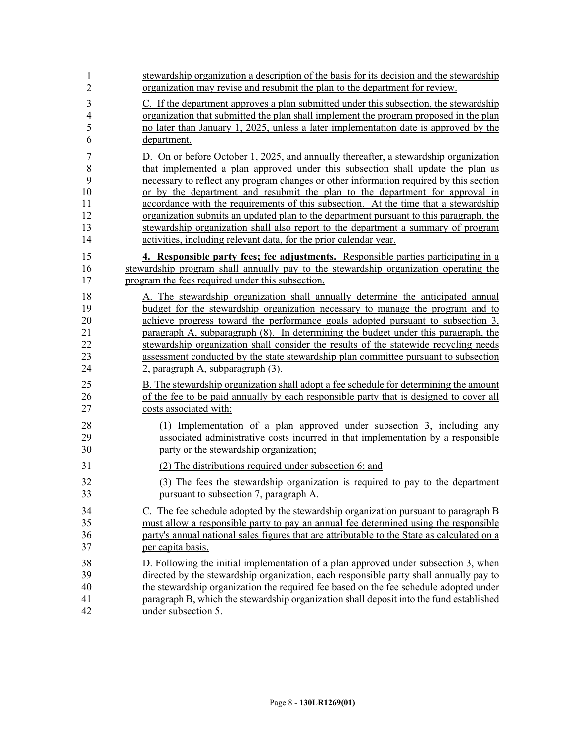stewardship organization a description of the basis for its decision and the stewardship organization may revise and resubmit the plan to the department for review.

C. If the department approves a plan submitted under this subsection, the stewardship organization that submitted the plan shall implement the program proposed in the plan no later than January 1, 2025, unless a later implementation date is approved by the department.

D. On or before October 1, 2025, and annually thereafter, a stewardship organization that implemented a plan approved under this subsection shall update the plan as necessary to reflect any program changes or other information required by this section or by the department and resubmit the plan to the department for approval in accordance with the requirements of this subsection. At the time that a stewardship organization submits an updated plan to the department pursuant to this paragraph, the stewardship organization shall also report to the department a summary of program activities, including relevant data, for the prior calendar year.

**4. Responsible party fees; fee adjustments.** Responsible parties participating in a stewardship program shall annually pay to the stewardship organization operating the program the fees required under this subsection.

A. The stewardship organization shall annually determine the anticipated annual budget for the stewardship organization necessary to manage the program and to achieve progress toward the performance goals adopted pursuant to subsection 3, paragraph A, subparagraph (8). In determining the budget under this paragraph, the stewardship organization shall consider the results of the statewide recycling needs assessment conducted by the state stewardship plan committee pursuant to subsection 2, paragraph A, subparagraph (3).

B. The stewardship organization shall adopt a fee schedule for determining the amount of the fee to be paid annually by each responsible party that is designed to cover all costs associated with:

(1) Implementation of a plan approved under subsection 3, including any associated administrative costs incurred in that implementation by a responsible party or the stewardship organization;

(2) The distributions required under subsection 6; and

(3) The fees the stewardship organization is required to pay to the department pursuant to subsection 7, paragraph A.

C. The fee schedule adopted by the stewardship organization pursuant to paragraph B must allow a responsible party to pay an annual fee determined using the responsible party's annual national sales figures that are attributable to the State as calculated on a per capita basis.

D. Following the initial implementation of a plan approved under subsection 3, when directed by the stewardship organization, each responsible party shall annually pay to the stewardship organization the required fee based on the fee schedule adopted under paragraph B, which the stewardship organization shall deposit into the fund established under subsection 5.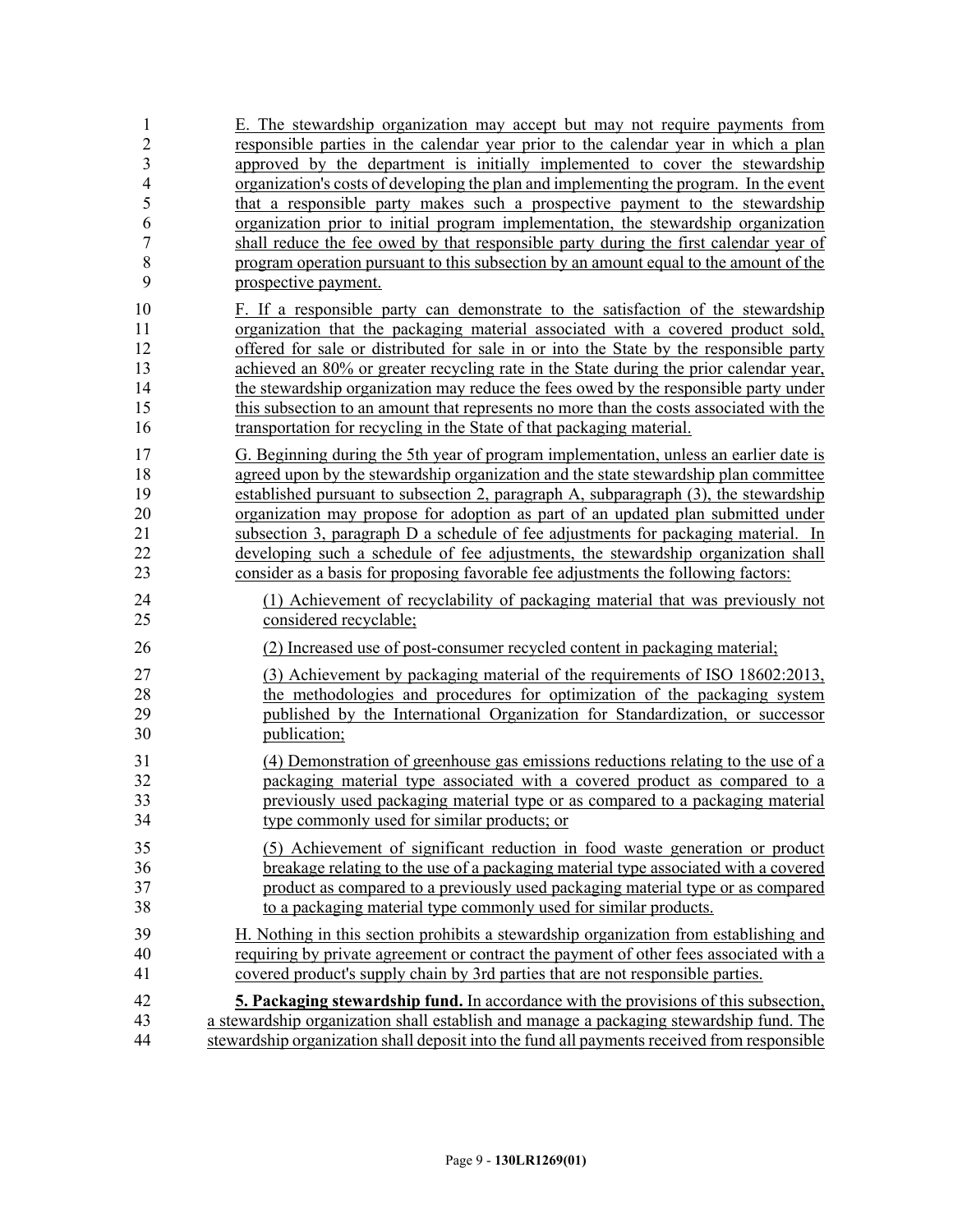E. The stewardship organization may accept but may not require payments from responsible parties in the calendar year prior to the calendar year in which a plan approved by the department is initially implemented to cover the stewardship organization's costs of developing the plan and implementing the program. In the event that a responsible party makes such a prospective payment to the stewardship organization prior to initial program implementation, the stewardship organization shall reduce the fee owed by that responsible party during the first calendar year of program operation pursuant to this subsection by an amount equal to the amount of the prospective payment.

F. If a responsible party can demonstrate to the satisfaction of the stewardship organization that the packaging material associated with a covered product sold, offered for sale or distributed for sale in or into the State by the responsible party achieved an 80% or greater recycling rate in the State during the prior calendar year, the stewardship organization may reduce the fees owed by the responsible party under this subsection to an amount that represents no more than the costs associated with the transportation for recycling in the State of that packaging material.

G. Beginning during the 5th year of program implementation, unless an earlier date is agreed upon by the stewardship organization and the state stewardship plan committee established pursuant to subsection 2, paragraph A, subparagraph (3), the stewardship organization may propose for adoption as part of an updated plan submitted under subsection 3, paragraph D a schedule of fee adjustments for packaging material. In developing such a schedule of fee adjustments, the stewardship organization shall consider as a basis for proposing favorable fee adjustments the following factors:

(1) Achievement of recyclability of packaging material that was previously not considered recyclable;

(2) Increased use of post-consumer recycled content in packaging material;

(3) Achievement by packaging material of the requirements of ISO 18602:2013, the methodologies and procedures for optimization of the packaging system published by the International Organization for Standardization, or successor publication;

(4) Demonstration of greenhouse gas emissions reductions relating to the use of a packaging material type associated with a covered product as compared to a previously used packaging material type or as compared to a packaging material type commonly used for similar products; or

(5) Achievement of significant reduction in food waste generation or product breakage relating to the use of a packaging material type associated with a covered product as compared to a previously used packaging material type or as compared to a packaging material type commonly used for similar products.

H. Nothing in this section prohibits a stewardship organization from establishing and requiring by private agreement or contract the payment of other fees associated with a covered product's supply chain by 3rd parties that are not responsible parties.

**5. Packaging stewardship fund.** In accordance with the provisions of this subsection, a stewardship organization shall establish and manage a packaging stewardship fund. The stewardship organization shall deposit into the fund all payments received from responsible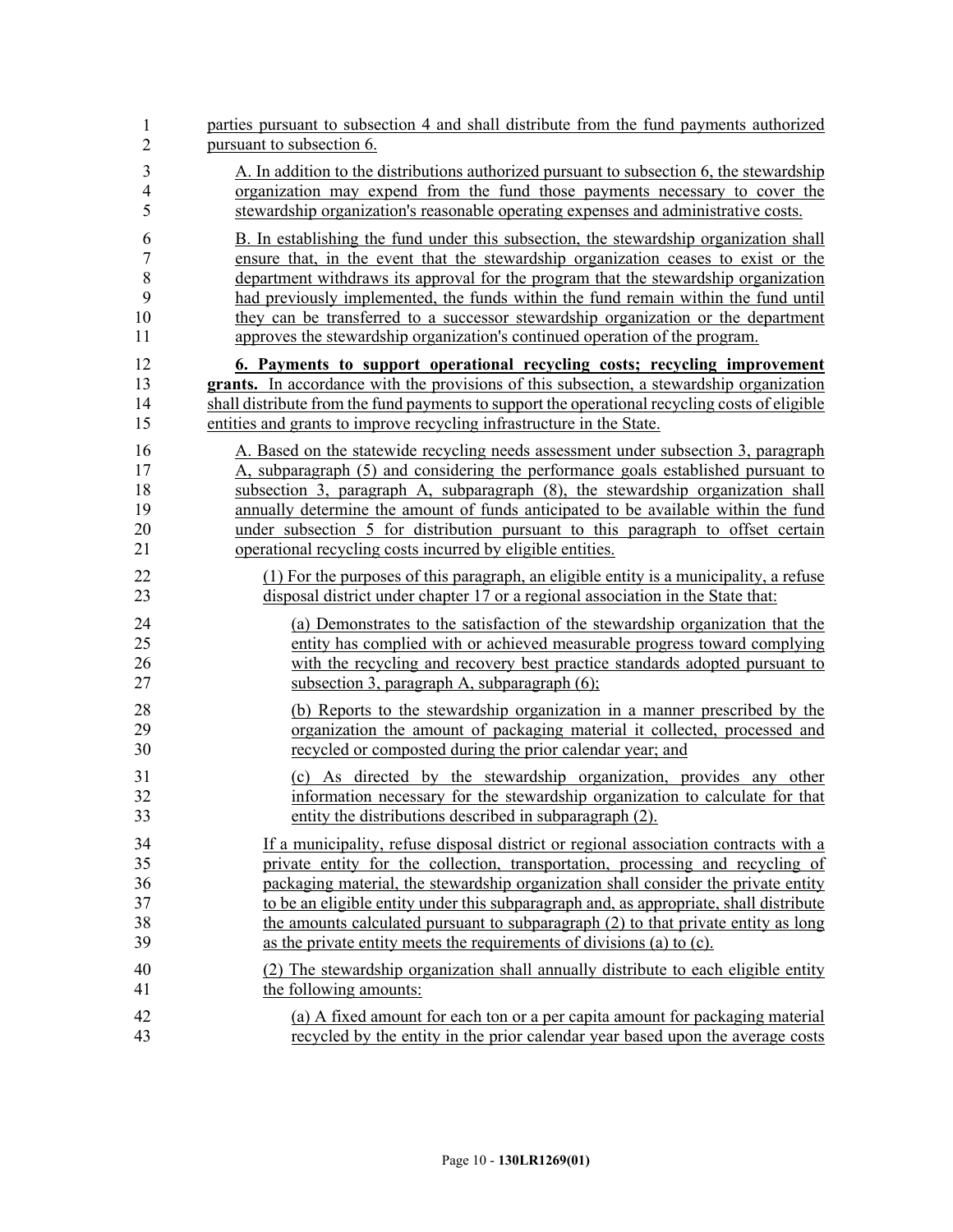parties pursuant to subsection 4 and shall distribute from the fund payments authorized pursuant to subsection 6.

A. In addition to the distributions authorized pursuant to subsection 6, the stewardship organization may expend from the fund those payments necessary to cover the stewardship organization's reasonable operating expenses and administrative costs.

B. In establishing the fund under this subsection, the stewardship organization shall ensure that, in the event that the stewardship organization ceases to exist or the department withdraws its approval for the program that the stewardship organization had previously implemented, the funds within the fund remain within the fund until they can be transferred to a successor stewardship organization or the department approves the stewardship organization's continued operation of the program.

**6. Payments to support operational recycling costs; recycling improvement grants.** In accordance with the provisions of this subsection, a stewardship organization shall distribute from the fund payments to support the operational recycling costs of eligible entities and grants to improve recycling infrastructure in the State.

A. Based on the statewide recycling needs assessment under subsection 3, paragraph A, subparagraph (5) and considering the performance goals established pursuant to subsection 3, paragraph A, subparagraph (8), the stewardship organization shall annually determine the amount of funds anticipated to be available within the fund under subsection 5 for distribution pursuant to this paragraph to offset certain operational recycling costs incurred by eligible entities.

(1) For the purposes of this paragraph, an eligible entity is a municipality, a refuse disposal district under chapter 17 or a regional association in the State that:

(a) Demonstrates to the satisfaction of the stewardship organization that the entity has complied with or achieved measurable progress toward complying with the recycling and recovery best practice standards adopted pursuant to subsection 3, paragraph A, subparagraph (6);

(b) Reports to the stewardship organization in a manner prescribed by the organization the amount of packaging material it collected, processed and recycled or composted during the prior calendar year; and

(c) As directed by the stewardship organization, provides any other information necessary for the stewardship organization to calculate for that entity the distributions described in subparagraph (2).

If a municipality, refuse disposal district or regional association contracts with a private entity for the collection, transportation, processing and recycling of packaging material, the stewardship organization shall consider the private entity to be an eligible entity under this subparagraph and, as appropriate, shall distribute the amounts calculated pursuant to subparagraph (2) to that private entity as long as the private entity meets the requirements of divisions (a) to (c).

(2) The stewardship organization shall annually distribute to each eligible entity the following amounts:

(a) A fixed amount for each ton or a per capita amount for packaging material recycled by the entity in the prior calendar year based upon the average costs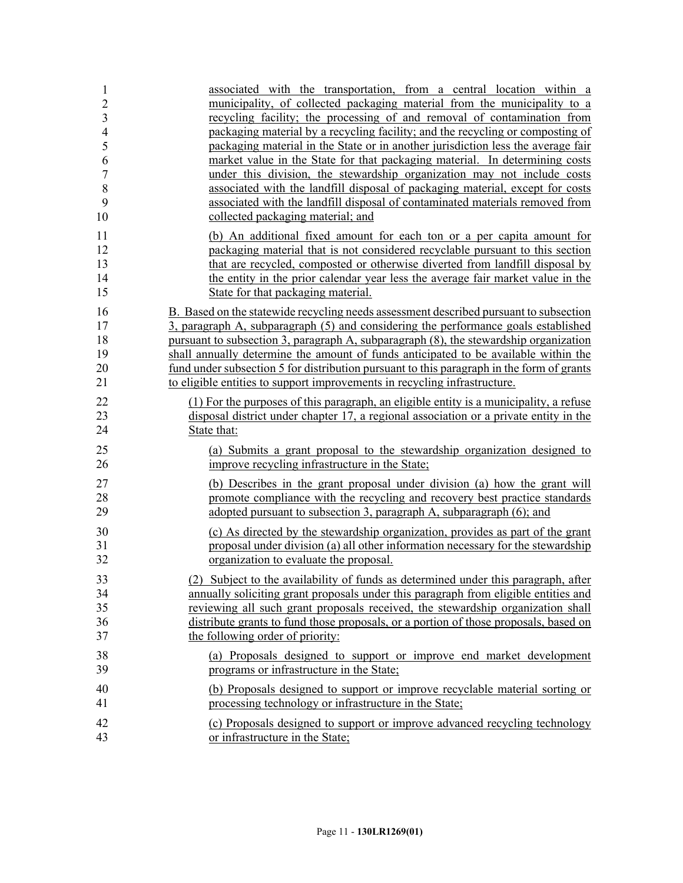associated with the transportation, from a central location within a municipality, of collected packaging material from the municipality to a recycling facility; the processing of and removal of contamination from packaging material by a recycling facility; and the recycling or composting of packaging material in the State or in another jurisdiction less the average fair market value in the State for that packaging material. In determining costs under this division, the stewardship organization may not include costs associated with the landfill disposal of packaging material, except for costs associated with the landfill disposal of contaminated materials removed from collected packaging material; and

(b) An additional fixed amount for each ton or a per capita amount for packaging material that is not considered recyclable pursuant to this section that are recycled, composted or otherwise diverted from landfill disposal by the entity in the prior calendar year less the average fair market value in the State for that packaging material.

B. Based on the statewide recycling needs assessment described pursuant to subsection 3, paragraph A, subparagraph (5) and considering the performance goals established pursuant to subsection 3, paragraph A, subparagraph (8), the stewardship organization shall annually determine the amount of funds anticipated to be available within the fund under subsection 5 for distribution pursuant to this paragraph in the form of grants to eligible entities to support improvements in recycling infrastructure.

(1) For the purposes of this paragraph, an eligible entity is a municipality, a refuse disposal district under chapter 17, a regional association or a private entity in the State that:

(a) Submits a grant proposal to the stewardship organization designed to improve recycling infrastructure in the State;

(b) Describes in the grant proposal under division (a) how the grant will promote compliance with the recycling and recovery best practice standards adopted pursuant to subsection 3, paragraph A, subparagraph (6); and

(c) As directed by the stewardship organization, provides as part of the grant proposal under division (a) all other information necessary for the stewardship organization to evaluate the proposal.

(2) Subject to the availability of funds as determined under this paragraph, after annually soliciting grant proposals under this paragraph from eligible entities and reviewing all such grant proposals received, the stewardship organization shall distribute grants to fund those proposals, or a portion of those proposals, based on the following order of priority:

(a) Proposals designed to support or improve end market development programs or infrastructure in the State;

(b) Proposals designed to support or improve recyclable material sorting or processing technology or infrastructure in the State;

(c) Proposals designed to support or improve advanced recycling technology or infrastructure in the State;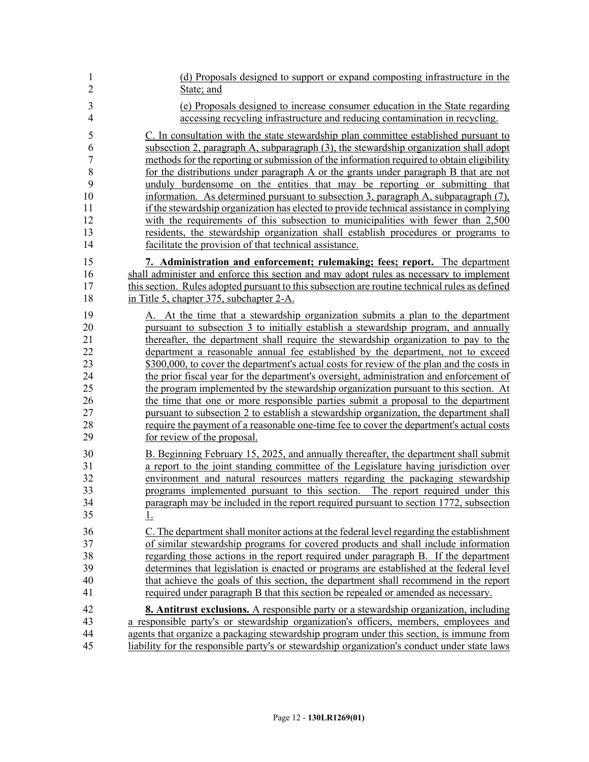(d) Proposals designed to support or expand composting infrastructure in the State; and

(e) Proposals designed to increase consumer education in the State regarding accessing recycling infrastructure and reducing contamination in recycling.

C. In consultation with the state stewardship plan committee established pursuant to subsection 2, paragraph A, subparagraph (3), the stewardship organization shall adopt methods for the reporting or submission of the information required to obtain eligibility for the distributions under paragraph A or the grants under paragraph B that are not unduly burdensome on the entities that may be reporting or submitting that information. As determined pursuant to subsection 3, paragraph A, subparagraph (7), if the stewardship organization has elected to provide technical assistance in complying with the requirements of this subsection to municipalities with fewer than 2,500 residents, the stewardship organization shall establish procedures or programs to facilitate the provision of that technical assistance.

**7. Administration and enforcement; rulemaking; fees; report.** The department shall administer and enforce this section and may adopt rules as necessary to implement this section. Rules adopted pursuant to this subsection are routine technical rules as defined in Title 5, chapter 375, subchapter 2-A.

A. At the time that a stewardship organization submits a plan to the department pursuant to subsection 3 to initially establish a stewardship program, and annually thereafter, the department shall require the stewardship organization to pay to the department a reasonable annual fee established by the department, not to exceed $300,000, to cover the department's actual costs for review of the plan and the costs in the prior fiscal year for the department's oversight, administration and enforcement of the program implemented by the stewardship organization pursuant to this section. At the time that one or more responsible parties submit a proposal to the department pursuant to subsection 2 to establish a stewardship organization, the department shall require the payment of a reasonable one-time fee to cover the department's actual costs for review of the proposal.

B. Beginning February 15, 2025, and annually thereafter, the department shall submit a report to the joint standing committee of the Legislature having jurisdiction over environment and natural resources matters regarding the packaging stewardship programs implemented pursuant to this section. The report required under this paragraph may be included in the report required pursuant to section 1772, subsection 1.

C. The department shall monitor actions at the federal level regarding the establishment of similar stewardship programs for covered products and shall include information regarding those actions in the report required under paragraph B. If the department determines that legislation is enacted or programs are established at the federal level that achieve the goals of this section, the department shall recommend in the report required under paragraph B that this section be repealed or amended as necessary.

**8. Antitrust exclusions.** A responsible party or a stewardship organization, including a responsible party's or stewardship organization's officers, members, employees and agents that organize a packaging stewardship program under this section, is immune from liability for the responsible party's or stewardship organization's conduct under state laws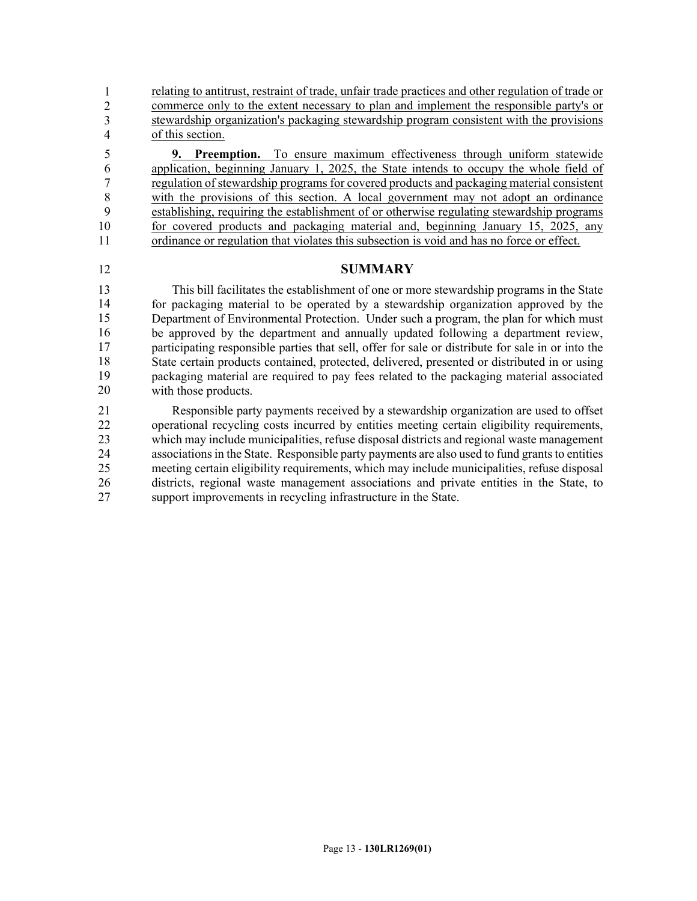relating to antitrust, restraint of trade, unfair trade practices and other regulation of trade or commerce only to the extent necessary to plan and implement the responsible party's or stewardship organization's packaging stewardship program consistent with the provisions of this section.

**9. Preemption.** To ensure maximum effectiveness through uniform statewide application, beginning January 1, 2025, the State intends to occupy the whole field of regulation of stewardship programs for covered products and packaging material consistent with the provisions of this section. A local government may not adopt an ordinance establishing, requiring the establishment of or otherwise regulating stewardship programs for covered products and packaging material and, beginning January 15, 2025, any ordinance or regulation that violates this subsection is void and has no force or effect.

## SUMMARY

This bill facilitates the establishment of one or more stewardship programs in the State for packaging material to be operated by a stewardship organization approved by the Department of Environmental Protection. Under such a program, the plan for which must be approved by the department and annually updated following a department review, participating responsible parties that sell, offer for sale or distribute for sale in or into the State certain products contained, protected, delivered, presented or distributed in or using packaging material are required to pay fees related to the packaging material associated with those products.

Responsible party payments received by a stewardship organization are used to offset operational recycling costs incurred by entities meeting certain eligibility requirements, which may include municipalities, refuse disposal districts and regional waste management associations in the State. Responsible party payments are also used to fund grants to entities meeting certain eligibility requirements, which may include municipalities, refuse disposal districts, regional waste management associations and private entities in the State, to support improvements in recycling infrastructure in the State.